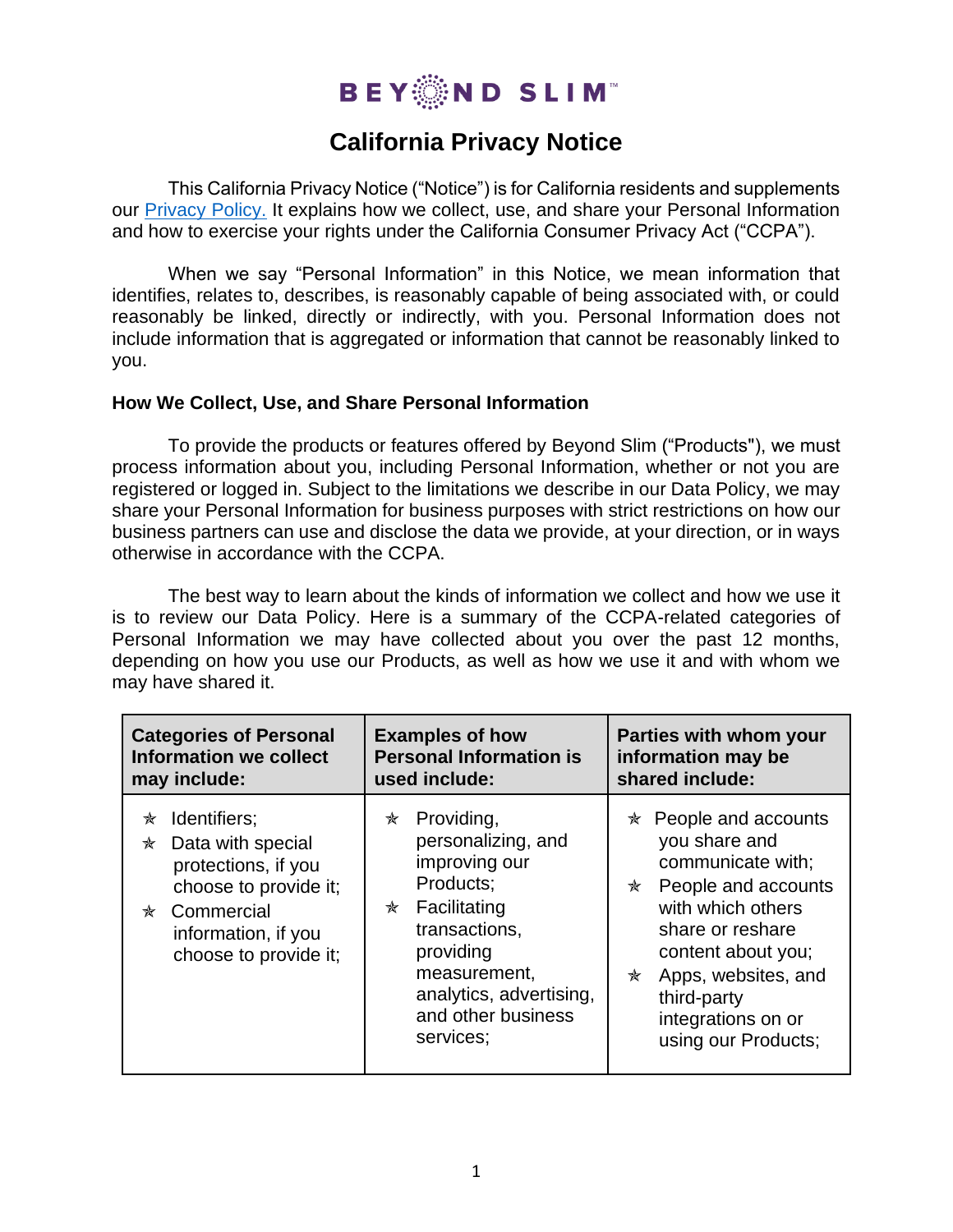# California Privacy Notice

This California Privacy Notice ("Notice") is for California residents and supplements our [Privacy Policy.]() It explains how we collect, use, and share your Personal Information and how to exercise your rights under the California Consumer Privacy Act ("CCPA").

When we say "Personal Information" in this Notice, we mean information that identifies, relates to, describes, is reasonably capable of being associated with, or could reasonably be linked, directly or indirectly, with you. Personal Information does not include information that is aggregated or information that cannot be reasonably linked to you.

**How We Collect, Use, and Share Personal Information**

To provide the products or features offered by Beyond Slim ("Products"), we must process information about you, including Personal Information, whether or not you are registered or logged in. Subject to the limitations we describe in our Data Policy, we may share your Personal Information for business purposes with strict restrictions on how our business partners can use and disclose the data we provide, at your direction, or in ways otherwise in accordance with the CCPA.

The best way to learn about the kinds of information we collect and how we use it is to review our Data Policy. Here is a summary of the CCPA-related categories of Personal Information we may have collected about you over the past 12 months, depending on how you use our Products, as well as how we use it and with whom we may have shared it.

| Categories of Personal Information we collect may include: | Examples of how Personal Information is used include: | Parties with whom your information may be shared include: |
| --- | --- | --- |
| ✯ Identifiers;<br>✯ Data with special protections, if you choose to provide it;<br>✯ Commercial information, if you choose to provide it; | ✯ Providing, personalizing, and improving our Products;<br>✯ Facilitating transactions, providing measurement, analytics, advertising, and other business services; | ✯ People and accounts you share and communicate with;<br>✯ People and accounts with which others share or reshare content about you;<br>✯ Apps, websites, and third-party integrations on or using our Products; |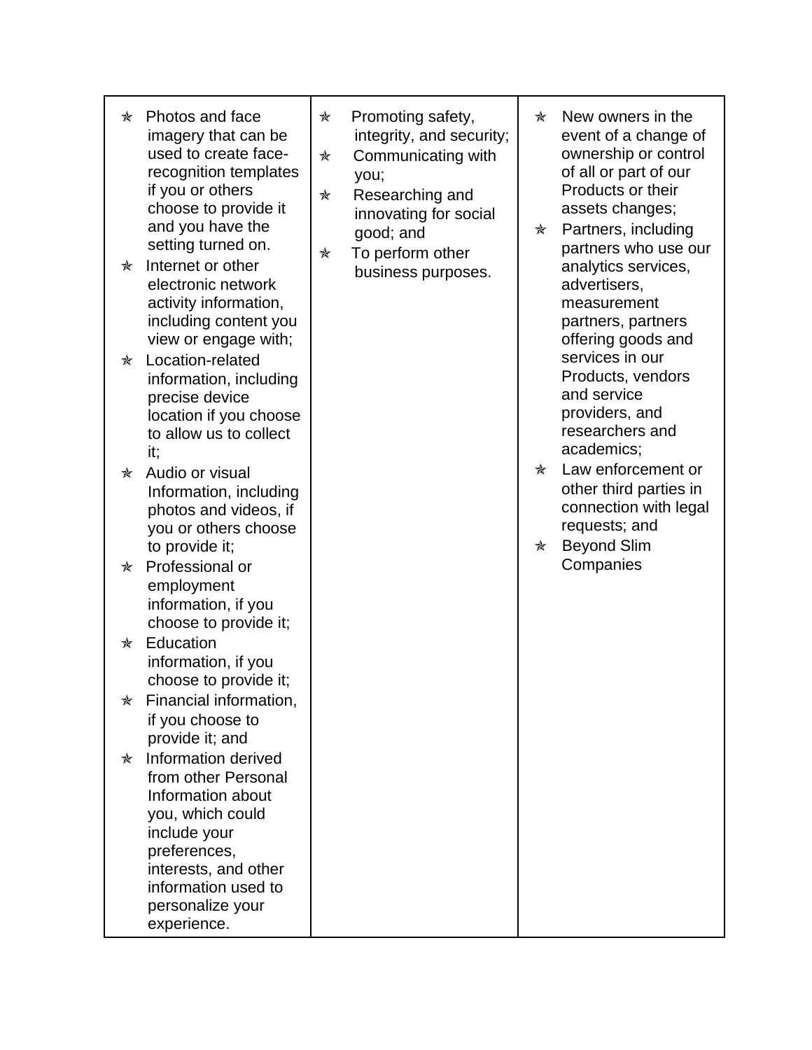| | | |
|---|---|---|
| ✯ Photos and face imagery that can be used to create face-recognition templates if you or others choose to provide it and you have the setting turned on.<br>✯ Internet or other electronic network activity information, including content you view or engage with;<br>✯ Location-related information, including precise device location if you choose to allow us to collect it;<br>✯ Audio or visual Information, including photos and videos, if you or others choose to provide it;<br>✯ Professional or employment information, if you choose to provide it;<br>✯ Education information, if you choose to provide it;<br>✯ Financial information, if you choose to provide it; and<br>✯ Information derived from other Personal Information about you, which could include your preferences, interests, and other information used to personalize your experience. | ✯ Promoting safety, integrity, and security;<br>✯ Communicating with you;<br>✯ Researching and innovating for social good; and<br>✯ To perform other business purposes. | ✯ New owners in the event of a change of ownership or control of all or part of our Products or their assets changes;<br>✯ Partners, including partners who use our analytics services, advertisers, measurement partners, partners offering goods and services in our Products, vendors and service providers, and researchers and academics;<br>✯ Law enforcement or other third parties in connection with legal requests; and<br>✯ Beyond Slim Companies |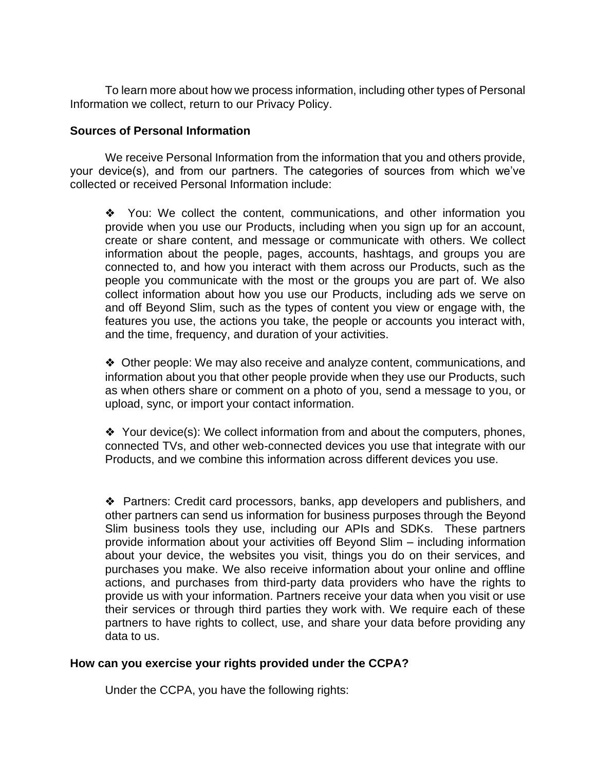To learn more about how we process information, including other types of Personal Information we collect, return to our Privacy Policy.

**Sources of Personal Information**

We receive Personal Information from the information that you and others provide, your device(s), and from our partners. The categories of sources from which we've collected or received Personal Information include:

- ❖ You: We collect the content, communications, and other information you provide when you use our Products, including when you sign up for an account, create or share content, and message or communicate with others. We collect information about the people, pages, accounts, hashtags, and groups you are connected to, and how you interact with them across our Products, such as the people you communicate with the most or the groups you are part of. We also collect information about how you use our Products, including ads we serve on and off Beyond Slim, such as the types of content you view or engage with, the features you use, the actions you take, the people or accounts you interact with, and the time, frequency, and duration of your activities.

- ❖ Other people: We may also receive and analyze content, communications, and information about you that other people provide when they use our Products, such as when others share or comment on a photo of you, send a message to you, or upload, sync, or import your contact information.

- ❖ Your device(s): We collect information from and about the computers, phones, connected TVs, and other web-connected devices you use that integrate with our Products, and we combine this information across different devices you use.

- ❖ Partners: Credit card processors, banks, app developers and publishers, and other partners can send us information for business purposes through the Beyond Slim business tools they use, including our APIs and SDKs. These partners provide information about your activities off Beyond Slim – including information about your device, the websites you visit, things you do on their services, and purchases you make. We also receive information about your online and offline actions, and purchases from third-party data providers who have the rights to provide us with your information. Partners receive your data when you visit or use their services or through third parties they work with. We require each of these partners to have rights to collect, use, and share your data before providing any data to us.

**How can you exercise your rights provided under the CCPA?**

Under the CCPA, you have the following rights: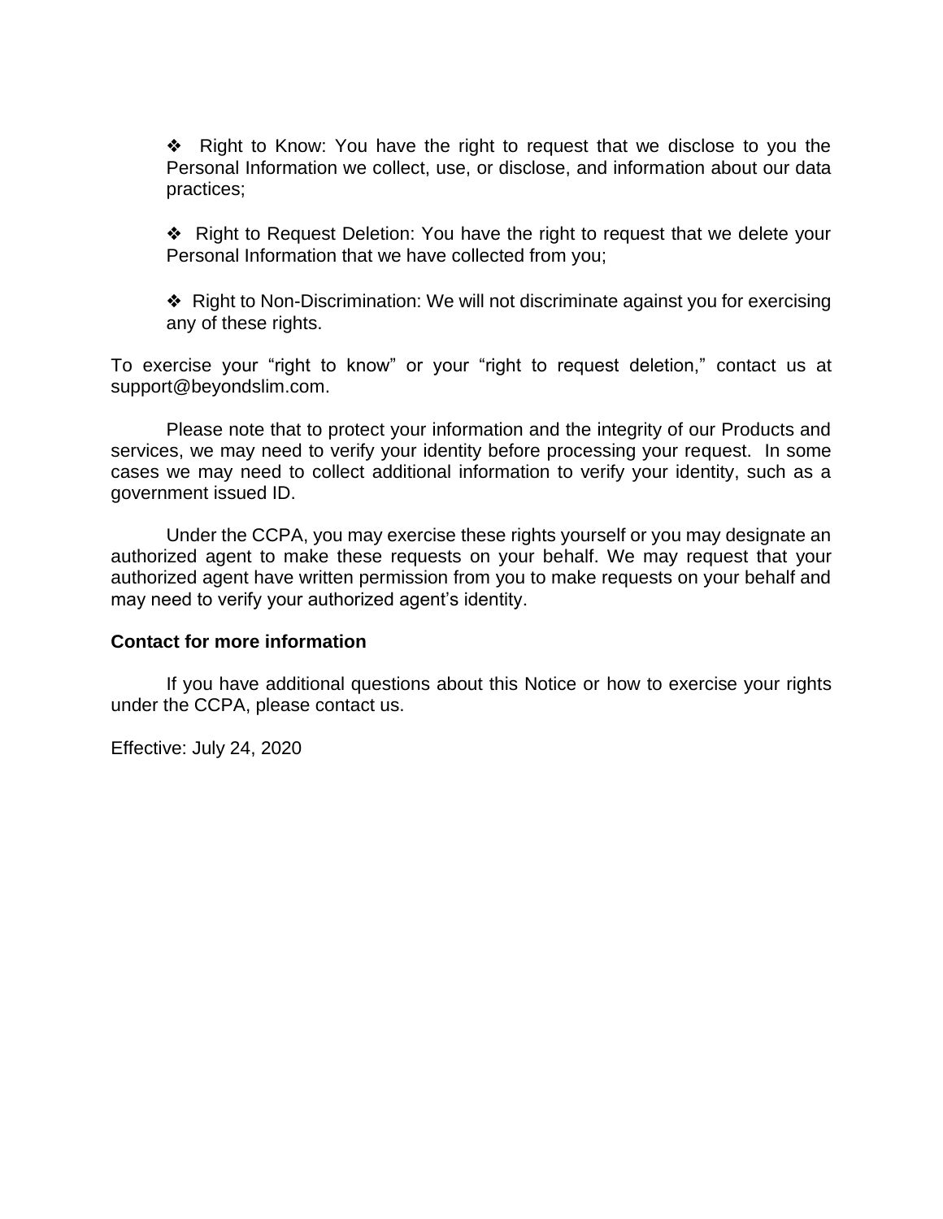- ❖ Right to Know: You have the right to request that we disclose to you the Personal Information we collect, use, or disclose, and information about our data practices;

- ❖ Right to Request Deletion: You have the right to request that we delete your Personal Information that we have collected from you;

- ❖ Right to Non-Discrimination: We will not discriminate against you for exercising any of these rights.

To exercise your "right to know" or your "right to request deletion," contact us at support@beyondslim.com.

Please note that to protect your information and the integrity of our Products and services, we may need to verify your identity before processing your request. In some cases we may need to collect additional information to verify your identity, such as a government issued ID.

Under the CCPA, you may exercise these rights yourself or you may designate an authorized agent to make these requests on your behalf. We may request that your authorized agent have written permission from you to make requests on your behalf and may need to verify your authorized agent's identity.

**Contact for more information**

If you have additional questions about this Notice or how to exercise your rights under the CCPA, please contact us.

Effective: July 24, 2020